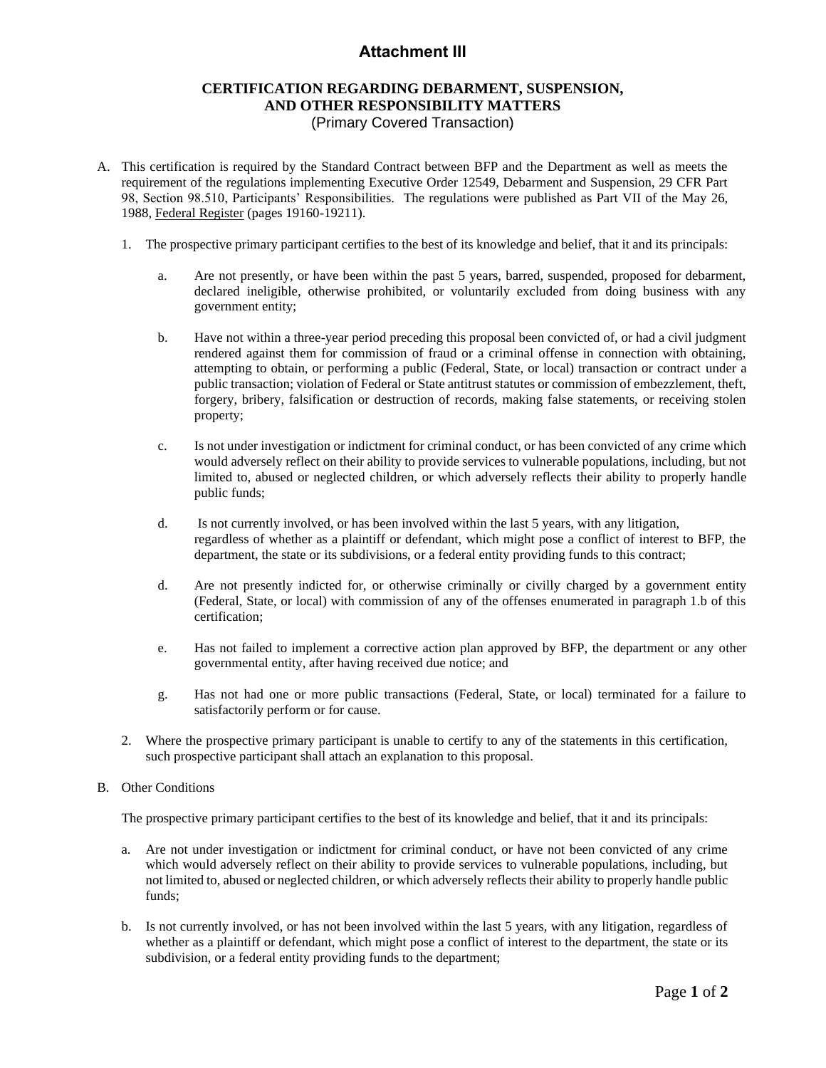# Attachment III

## CERTIFICATION REGARDING DEBARMENT, SUSPENSION, AND OTHER RESPONSIBILITY MATTERS

(Primary Covered Transaction)

A. This certification is required by the Standard Contract between BFP and the Department as well as meets the requirement of the regulations implementing Executive Order 12549, Debarment and Suspension, 29 CFR Part 98, Section 98.510, Participants' Responsibilities. The regulations were published as Part VII of the May 26, 1988, Federal Register (pages 19160-19211).

1. The prospective primary participant certifies to the best of its knowledge and belief, that it and its principals:

   a. Are not presently, or have been within the past 5 years, barred, suspended, proposed for debarment, declared ineligible, otherwise prohibited, or voluntarily excluded from doing business with any government entity;

   b. Have not within a three-year period preceding this proposal been convicted of, or had a civil judgment rendered against them for commission of fraud or a criminal offense in connection with obtaining, attempting to obtain, or performing a public (Federal, State, or local) transaction or contract under a public transaction; violation of Federal or State antitrust statutes or commission of embezzlement, theft, forgery, bribery, falsification or destruction of records, making false statements, or receiving stolen property;

   c. Is not under investigation or indictment for criminal conduct, or has been convicted of any crime which would adversely reflect on their ability to provide services to vulnerable populations, including, but not limited to, abused or neglected children, or which adversely reflects their ability to properly handle public funds;

   d. Is not currently involved, or has been involved within the last 5 years, with any litigation, regardless of whether as a plaintiff or defendant, which might pose a conflict of interest to BFP, the department, the state or its subdivisions, or a federal entity providing funds to this contract;

   d. Are not presently indicted for, or otherwise criminally or civilly charged by a government entity (Federal, State, or local) with commission of any of the offenses enumerated in paragraph 1.b of this certification;

   e. Has not failed to implement a corrective action plan approved by BFP, the department or any other governmental entity, after having received due notice; and

   g. Has not had one or more public transactions (Federal, State, or local) terminated for a failure to satisfactorily perform or for cause.

2. Where the prospective primary participant is unable to certify to any of the statements in this certification, such prospective participant shall attach an explanation to this proposal.

B. Other Conditions

The prospective primary participant certifies to the best of its knowledge and belief, that it and its principals:

a. Are not under investigation or indictment for criminal conduct, or have not been convicted of any crime which would adversely reflect on their ability to provide services to vulnerable populations, including, but not limited to, abused or neglected children, or which adversely reflects their ability to properly handle public funds;

b. Is not currently involved, or has not been involved within the last 5 years, with any litigation, regardless of whether as a plaintiff or defendant, which might pose a conflict of interest to the department, the state or its subdivision, or a federal entity providing funds to the department;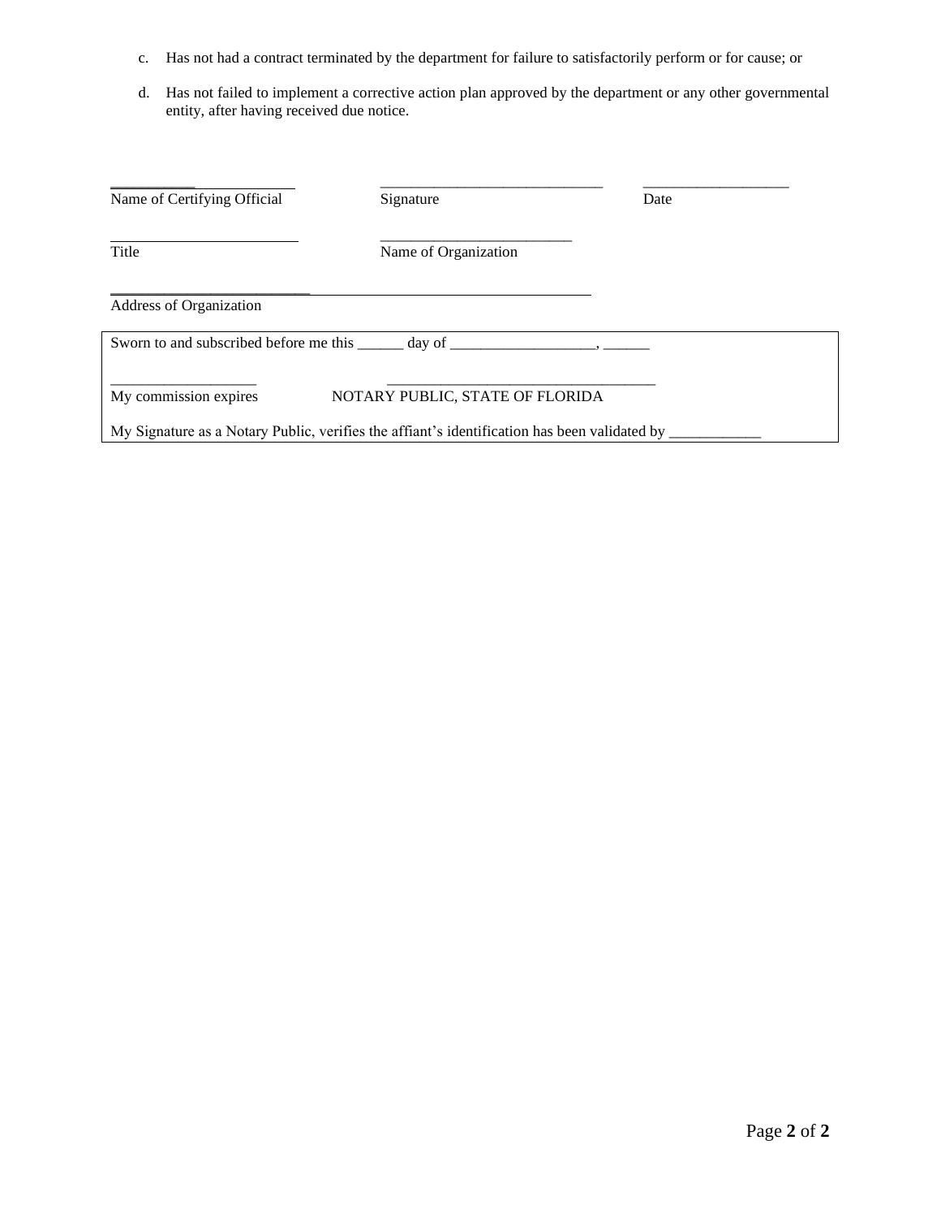c. Has not had a contract terminated by the department for failure to satisfactorily perform or for cause; or

d. Has not failed to implement a corrective action plan approved by the department or any other governmental entity, after having received due notice.

| | | |
|---|---|---|
| ______________________ | ______________________________ | ____________________ |
| Name of Certifying Official | Signature | Date |
| ______________________ | __________________________ | |
| Title | Name of Organization | |

_________________________________________________________________

Address of Organization

Sworn to and subscribed before me this ______ day of ___________________, ______

___________________ ___________________________________

My commission expires NOTARY PUBLIC, STATE OF FLORIDA

My Signature as a Notary Public, verifies the affiant's identification has been validated by ____________